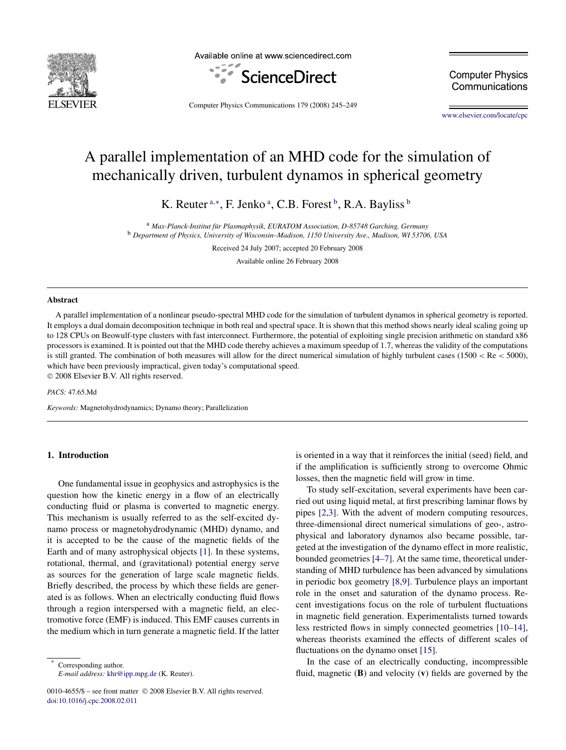# A parallel implementation of an MHD code for the simulation of mechanically driven, turbulent dynamos in spherical geometry

K. Reuter [a,*], F. Jenko [a], C.B. Forest [b], R.A. Bayliss [b]

[a] *Max-Planck-Institut für Plasmaphysik, EURATOM Association, D-85748 Garching, Germany*
[b] *Department of Physics, University of Wisconsin–Madison, 1150 University Ave., Madison, WI 53706, USA*

Received 24 July 2007; accepted 20 February 2008

Available online 26 February 2008

## Abstract

A parallel implementation of a nonlinear pseudo-spectral MHD code for the simulation of turbulent dynamos in spherical geometry is reported. It employs a dual domain decomposition technique in both real and spectral space. It is shown that this method shows nearly ideal scaling going up to 128 CPUs on Beowulf-type clusters with fast interconnect. Furthermore, the potential of exploiting single precision arithmetic on standard x86 processors is examined. It is pointed out that the MHD code thereby achieves a maximum speedup of 1.7, whereas the validity of the computations is still granted. The combination of both measures will allow for the direct numerical simulation of highly turbulent cases ($1500 < \mathrm{Re} < 5000$), which have been previously impractical, given today's computational speed.
© 2008 Elsevier B.V. All rights reserved.

*PACS:* 47.65.Md

*Keywords:* Magnetohydrodynamics; Dynamo theory; Parallelization

## 1. Introduction

One fundamental issue in geophysics and astrophysics is the question how the kinetic energy in a flow of an electrically conducting fluid or plasma is converted to magnetic energy. This mechanism is usually referred to as the self-excited dynamo process or magnetohydrodynamic (MHD) dynamo, and it is accepted to be the cause of the magnetic fields of the Earth and of many astrophysical objects [1]. In these systems, rotational, thermal, and (gravitational) potential energy serve as sources for the generation of large scale magnetic fields. Briefly described, the process by which these fields are generated is as follows. When an electrically conducting fluid flows through a region interspersed with a magnetic field, an electromotive force (EMF) is induced. This EMF causes currents in the medium which in turn generate a magnetic field. If the latter is oriented in a way that it reinforces the initial (seed) field, and if the amplification is sufficiently strong to overcome Ohmic losses, then the magnetic field will grow in time.

To study self-excitation, several experiments have been carried out using liquid metal, at first prescribing laminar flows by pipes [2,3]. With the advent of modern computing resources, three-dimensional direct numerical simulations of geo-, astrophysical and laboratory dynamos also became possible, targeted at the investigation of the dynamo effect in more realistic, bounded geometries [4–7]. At the same time, theoretical understanding of MHD turbulence has been advanced by simulations in periodic box geometry [8,9]. Turbulence plays an important role in the onset and saturation of the dynamo process. Recent investigations focus on the role of turbulent fluctuations in magnetic field generation. Experimentalists turned towards less restricted flows in simply connected geometries [10–14], whereas theorists examined the effects of different scales of fluctuations on the dynamo onset [15].

In the case of an electrically conducting, incompressible fluid, magnetic (**B**) and velocity (**v**) fields are governed by the

\* Corresponding author.
*E-mail address:* khr@ipp.mpg.de (K. Reuter).

0010-4655/$ – see front matter © 2008 Elsevier B.V. All rights reserved.
doi:10.1016/j.cpc.2008.02.011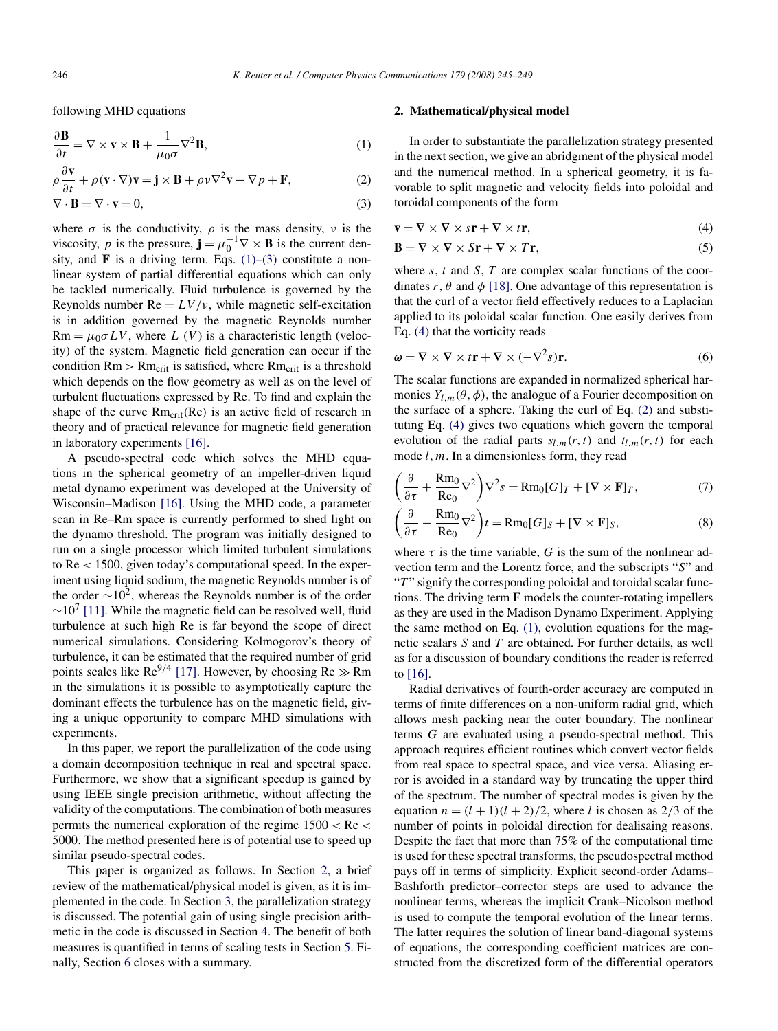following MHD equations

$$\frac{\partial \mathbf{B}}{\partial t} = \nabla \times \mathbf{v} \times \mathbf{B} + \frac{1}{\mu_0 \sigma} \nabla^2 \mathbf{B}, \tag{1}$$

$$\rho \frac{\partial \mathbf{v}}{\partial t} + \rho(\mathbf{v} \cdot \nabla)\mathbf{v} = \mathbf{j} \times \mathbf{B} + \rho \nu \nabla^2 \mathbf{v} - \nabla p + \mathbf{F}, \tag{2}$$

$$\nabla \cdot \mathbf{B} = \nabla \cdot \mathbf{v} = 0, \tag{3}$$

where $\sigma$ is the conductivity, $\rho$ is the mass density, $\nu$ is the viscosity, $p$ is the pressure, $\mathbf{j} = \mu_0^{-1} \nabla \times \mathbf{B}$ is the current density, and $\mathbf{F}$ is a driving term. Eqs. (1)–(3) constitute a nonlinear system of partial differential equations which can only be tackled numerically. Fluid turbulence is governed by the Reynolds number $\mathrm{Re} = LV/\nu$, while magnetic self-excitation is in addition governed by the magnetic Reynolds number $\mathrm{Rm} = \mu_0 \sigma LV$, where $L$ ($V$) is a characteristic length (velocity) of the system. Magnetic field generation can occur if the condition $\mathrm{Rm} > \mathrm{Rm}_{\mathrm{crit}}$ is satisfied, where $\mathrm{Rm}_{\mathrm{crit}}$ is a threshold which depends on the flow geometry as well as on the level of turbulent fluctuations expressed by Re. To find and explain the shape of the curve $\mathrm{Rm}_{\mathrm{crit}}(\mathrm{Re})$ is an active field of research in theory and of practical relevance for magnetic field generation in laboratory experiments [16].

A pseudo-spectral code which solves the MHD equations in the spherical geometry of an impeller-driven liquid metal dynamo experiment was developed at the University of Wisconsin–Madison [16]. Using the MHD code, a parameter scan in Re–Rm space is currently performed to shed light on the dynamo threshold. The program was initially designed to run on a single processor which limited turbulent simulations to $\mathrm{Re} < 1500$, given today's computational speed. In the experiment using liquid sodium, the magnetic Reynolds number is of the order $\sim 10^2$, whereas the Reynolds number is of the order $\sim 10^7$ [11]. While the magnetic field can be resolved well, fluid turbulence at such high Re is far beyond the scope of direct numerical simulations. Considering Kolmogorov's theory of turbulence, it can be estimated that the required number of grid points scales like $\mathrm{Re}^{9/4}$ [17]. However, by choosing $\mathrm{Re} \gg \mathrm{Rm}$ in the simulations it is possible to asymptotically capture the dominant effects the turbulence has on the magnetic field, giving a unique opportunity to compare MHD simulations with experiments.

In this paper, we report the parallelization of the code using a domain decomposition technique in real and spectral space. Furthermore, we show that a significant speedup is gained by using IEEE single precision arithmetic, without affecting the validity of the computations. The combination of both measures permits the numerical exploration of the regime $1500 < \mathrm{Re} < 5000$. The method presented here is of potential use to speed up similar pseudo-spectral codes.

This paper is organized as follows. In Section 2, a brief review of the mathematical/physical model is given, as it is implemented in the code. In Section 3, the parallelization strategy is discussed. The potential gain of using single precision arithmetic in the code is discussed in Section 4. The benefit of both measures is quantified in terms of scaling tests in Section 5. Finally, Section 6 closes with a summary.

## 2. Mathematical/physical model

In order to substantiate the parallelization strategy presented in the next section, we give an abridgment of the physical model and the numerical method. In a spherical geometry, it is favorable to split magnetic and velocity fields into poloidal and toroidal components of the form

$$\mathbf{v} = \nabla \times \nabla \times s\mathbf{r} + \nabla \times t\mathbf{r}, \tag{4}$$

$$\mathbf{B} = \nabla \times \nabla \times S\mathbf{r} + \nabla \times T\mathbf{r}, \tag{5}$$

where $s$, $t$ and $S$, $T$ are complex scalar functions of the coordinates $r$, $\theta$ and $\phi$ [18]. One advantage of this representation is that the curl of a vector field effectively reduces to a Laplacian applied to its poloidal scalar function. One easily derives from Eq. (4) that the vorticity reads

$$\boldsymbol{\omega} = \nabla \times \nabla \times t\mathbf{r} + \nabla \times (-\nabla^2 s)\mathbf{r}. \tag{6}$$

The scalar functions are expanded in normalized spherical harmonics $Y_{l,m}(\theta, \phi)$, the analogue of a Fourier decomposition on the surface of a sphere. Taking the curl of Eq. (2) and substituting Eq. (4) gives two equations which govern the temporal evolution of the radial parts $s_{l,m}(r,t)$ and $t_{l,m}(r,t)$ for each mode $l, m$. In a dimensionless form, they read

$$\left(\frac{\partial}{\partial \tau} + \frac{\mathrm{Rm}_0}{\mathrm{Re}_0} \nabla^2\right) \nabla^2 s = \mathrm{Rm}_0 [G]_T + [\nabla \times \mathbf{F}]_T, \tag{7}$$

$$\left(\frac{\partial}{\partial \tau} - \frac{\mathrm{Rm}_0}{\mathrm{Re}_0} \nabla^2\right) t = \mathrm{Rm}_0 [G]_S + [\nabla \times \mathbf{F}]_S, \tag{8}$$

where $\tau$ is the time variable, $G$ is the sum of the nonlinear advection term and the Lorentz force, and the subscripts "$S$" and "$T$" signify the corresponding poloidal and toroidal scalar functions. The driving term $\mathbf{F}$ models the counter-rotating impellers as they are used in the Madison Dynamo Experiment. Applying the same method on Eq. (1), evolution equations for the magnetic scalars $S$ and $T$ are obtained. For further details, as well as for a discussion of boundary conditions the reader is referred to [16].

Radial derivatives of fourth-order accuracy are computed in terms of finite differences on a non-uniform radial grid, which allows mesh packing near the outer boundary. The nonlinear terms $G$ are evaluated using a pseudo-spectral method. This approach requires efficient routines which convert vector fields from real space to spectral space, and vice versa. Aliasing error is avoided in a standard way by truncating the upper third of the spectrum. The number of spectral modes is given by the equation $n = (l+1)(l+2)/2$, where $l$ is chosen as $2/3$ of the number of points in poloidal direction for dealisaing reasons. Despite the fact that more than 75% of the computational time is used for these spectral transforms, the pseudospectral method pays off in terms of simplicity. Explicit second-order Adams–Bashforth predictor–corrector steps are used to advance the nonlinear terms, whereas the implicit Crank–Nicolson method is used to compute the temporal evolution of the linear terms. The latter requires the solution of linear band-diagonal systems of equations, the corresponding coefficient matrices are constructed from the discretized form of the differential operators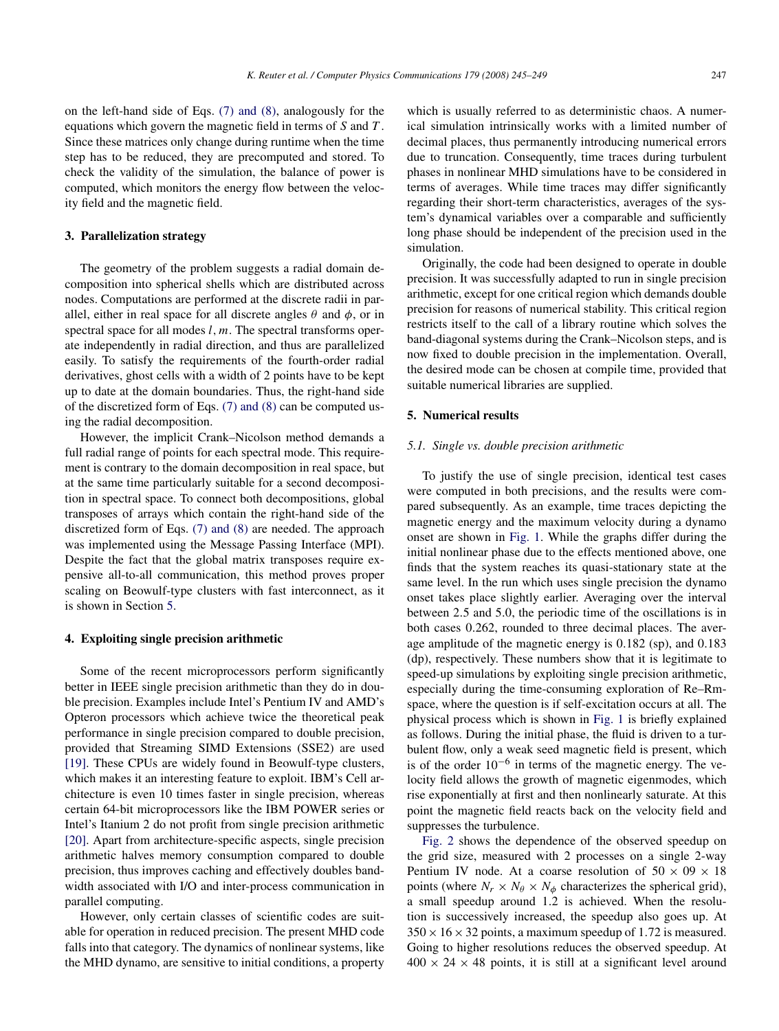on the left-hand side of Eqs. (7) and (8), analogously for the equations which govern the magnetic field in terms of $S$ and $T$. Since these matrices only change during runtime when the time step has to be reduced, they are precomputed and stored. To check the validity of the simulation, the balance of power is computed, which monitors the energy flow between the velocity field and the magnetic field.

## 3. Parallelization strategy

The geometry of the problem suggests a radial domain decomposition into spherical shells which are distributed across nodes. Computations are performed at the discrete radii in parallel, either in real space for all discrete angles $\theta$ and $\phi$, or in spectral space for all modes $l, m$. The spectral transforms operate independently in radial direction, and thus are parallelized easily. To satisfy the requirements of the fourth-order radial derivatives, ghost cells with a width of 2 points have to be kept up to date at the domain boundaries. Thus, the right-hand side of the discretized form of Eqs. (7) and (8) can be computed using the radial decomposition.

However, the implicit Crank–Nicolson method demands a full radial range of points for each spectral mode. This requirement is contrary to the domain decomposition in real space, but at the same time particularly suitable for a second decomposition in spectral space. To connect both decompositions, global transposes of arrays which contain the right-hand side of the discretized form of Eqs. (7) and (8) are needed. The approach was implemented using the Message Passing Interface (MPI). Despite the fact that the global matrix transposes require expensive all-to-all communication, this method proves proper scaling on Beowulf-type clusters with fast interconnect, as it is shown in Section 5.

## 4. Exploiting single precision arithmetic

Some of the recent microprocessors perform significantly better in IEEE single precision arithmetic than they do in double precision. Examples include Intel's Pentium IV and AMD's Opteron processors which achieve twice the theoretical peak performance in single precision compared to double precision, provided that Streaming SIMD Extensions (SSE2) are used [19]. These CPUs are widely found in Beowulf-type clusters, which makes it an interesting feature to exploit. IBM's Cell architecture is even 10 times faster in single precision, whereas certain 64-bit microprocessors like the IBM POWER series or Intel's Itanium 2 do not profit from single precision arithmetic [20]. Apart from architecture-specific aspects, single precision arithmetic halves memory consumption compared to double precision, thus improves caching and effectively doubles bandwidth associated with I/O and inter-process communication in parallel computing.

However, only certain classes of scientific codes are suitable for operation in reduced precision. The present MHD code falls into that category. The dynamics of nonlinear systems, like the MHD dynamo, are sensitive to initial conditions, a property which is usually referred to as deterministic chaos. A numerical simulation intrinsically works with a limited number of decimal places, thus permanently introducing numerical errors due to truncation. Consequently, time traces during turbulent phases in nonlinear MHD simulations have to be considered in terms of averages. While time traces may differ significantly regarding their short-term characteristics, averages of the system's dynamical variables over a comparable and sufficiently long phase should be independent of the precision used in the simulation.

Originally, the code had been designed to operate in double precision. It was successfully adapted to run in single precision arithmetic, except for one critical region which demands double precision for reasons of numerical stability. This critical region restricts itself to the call of a library routine which solves the band-diagonal systems during the Crank–Nicolson steps, and is now fixed to double precision in the implementation. Overall, the desired mode can be chosen at compile time, provided that suitable numerical libraries are supplied.

## 5. Numerical results

### 5.1. Single vs. double precision arithmetic

To justify the use of single precision, identical test cases were computed in both precisions, and the results were compared subsequently. As an example, time traces depicting the magnetic energy and the maximum velocity during a dynamo onset are shown in Fig. 1. While the graphs differ during the initial nonlinear phase due to the effects mentioned above, one finds that the system reaches its quasi-stationary state at the same level. In the run which uses single precision the dynamo onset takes place slightly earlier. Averaging over the interval between 2.5 and 5.0, the periodic time of the oscillations is in both cases 0.262, rounded to three decimal places. The average amplitude of the magnetic energy is 0.182 (sp), and 0.183 (dp), respectively. These numbers show that it is legitimate to speed-up simulations by exploiting single precision arithmetic, especially during the time-consuming exploration of Re–Rm-space, where the question is if self-excitation occurs at all. The physical process which is shown in Fig. 1 is briefly explained as follows. During the initial phase, the fluid is driven to a turbulent flow, only a weak seed magnetic field is present, which is of the order $10^{-6}$ in terms of the magnetic energy. The velocity field allows the growth of magnetic eigenmodes, which rise exponentially at first and then nonlinearly saturate. At this point the magnetic field reacts back on the velocity field and suppresses the turbulence.

Fig. 2 shows the dependence of the observed speedup on the grid size, measured with 2 processes on a single 2-way Pentium IV node. At a coarse resolution of $50 \times 09 \times 18$ points (where $N_r \times N_\theta \times N_\phi$ characterizes the spherical grid), a small speedup around 1.2 is achieved. When the resolution is successively increased, the speedup also goes up. At $350 \times 16 \times 32$ points, a maximum speedup of 1.72 is measured. Going to higher resolutions reduces the observed speedup. At $400 \times 24 \times 48$ points, it is still at a significant level around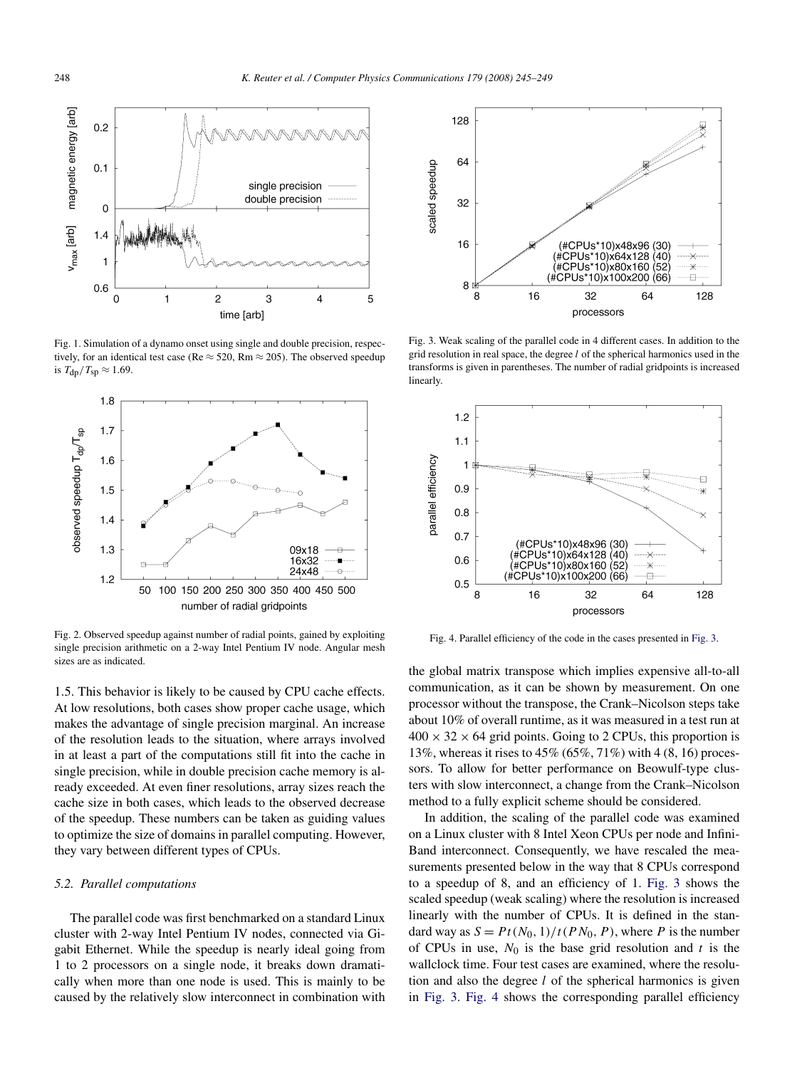Fig. 1. Simulation of a dynamo onset using single and double precision, respectively, for an identical test case (Re $\approx 520$, Rm $\approx 205$). The observed speedup is $T_{dp}/T_{sp} \approx 1.69$.

Fig. 2. Observed speedup against number of radial points, gained by exploiting single precision arithmetic on a 2-way Intel Pentium IV node. Angular mesh sizes are as indicated.

1.5. This behavior is likely to be caused by CPU cache effects. At low resolutions, both cases show proper cache usage, which makes the advantage of single precision marginal. An increase of the resolution leads to the situation, where arrays involved in at least a part of the computations still fit into the cache in single precision, while in double precision cache memory is already exceeded. At even finer resolutions, array sizes reach the cache size in both cases, which leads to the observed decrease of the speedup. These numbers can be taken as guiding values to optimize the size of domains in parallel computing. However, they vary between different types of CPUs.

### 5.2. Parallel computations

The parallel code was first benchmarked on a standard Linux cluster with 2-way Intel Pentium IV nodes, connected via Gigabit Ethernet. While the speedup is nearly ideal going from 1 to 2 processors on a single node, it breaks down dramatically when more than one node is used. This is mainly to be caused by the relatively slow interconnect in combination with the global matrix transpose which implies expensive all-to-all communication, as it can be shown by measurement. On one processor without the transpose, the Crank–Nicolson steps take about 10% of overall runtime, as it was measured in a test run at $400 \times 32 \times 64$ grid points. Going to 2 CPUs, this proportion is 13%, whereas it rises to 45% (65%, 71%) with 4 (8, 16) processors. To allow for better performance on Beowulf-type clusters with slow interconnect, a change from the Crank–Nicolson method to a fully explicit scheme should be considered.

In addition, the scaling of the parallel code was examined on a Linux cluster with 8 Intel Xeon CPUs per node and InfiniBand interconnect. Consequently, we have rescaled the measurements presented below in the way that 8 CPUs correspond to a speedup of 8, and an efficiency of 1. Fig. 3 shows the scaled speedup (weak scaling) where the resolution is increased linearly with the number of CPUs. It is defined in the standard way as $S = Pt(N_0, 1)/t(PN_0, P)$, where $P$ is the number of CPUs in use, $N_0$ is the base grid resolution and $t$ is the wallclock time. Four test cases are examined, where the resolution and also the degree $l$ of the spherical harmonics is given in Fig. 3. Fig. 4 shows the corresponding parallel efficiency

Fig. 3. Weak scaling of the parallel code in 4 different cases. In addition to the grid resolution in real space, the degree $l$ of the spherical harmonics used in the transforms is given in parentheses. The number of radial gridpoints is increased linearly.

Fig. 4. Parallel efficiency of the code in the cases presented in Fig. 3.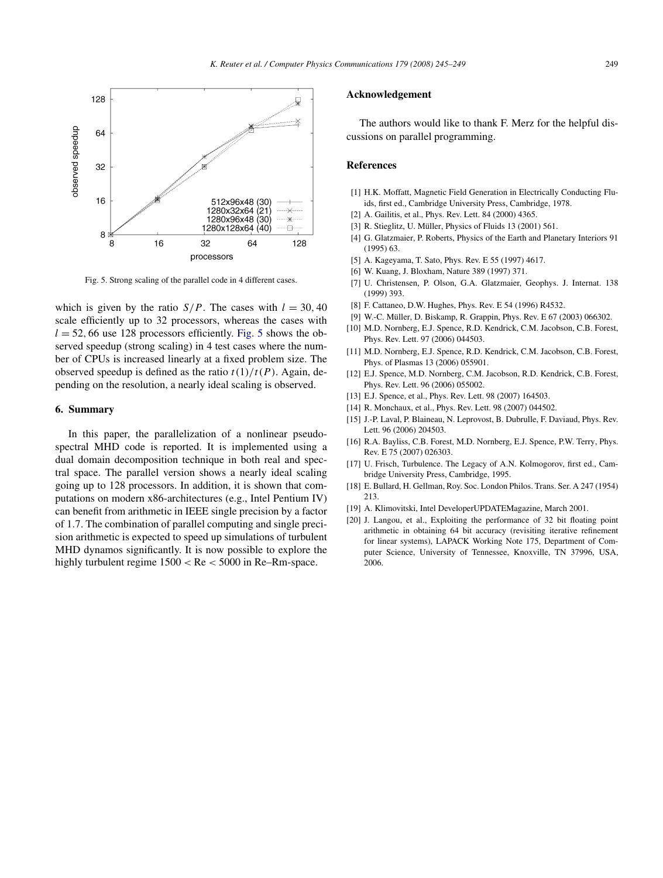128

64

32

16

8

observed speedup

8 16 32 64 128

processors

512x96x48 (30)

1280x32x64 (21)

1280x96x48 (30)

1280x128x64 (40)

Fig. 5. Strong scaling of the parallel code in 4 different cases.

which is given by the ratio $S/P$. The cases with $l = 30, 40$ scale efficiently up to 32 processors, whereas the cases with $l = 52, 66$ use 128 processors efficiently. Fig. 5 shows the observed speedup (strong scaling) in 4 test cases where the number of CPUs is increased linearly at a fixed problem size. The observed speedup is defined as the ratio $t(1)/t(P)$. Again, depending on the resolution, a nearly ideal scaling is observed.

## 6. Summary

In this paper, the parallelization of a nonlinear pseudo-spectral MHD code is reported. It is implemented using a dual domain decomposition technique in both real and spectral space. The parallel version shows a nearly ideal scaling going up to 128 processors. In addition, it is shown that computations on modern x86-architectures (e.g., Intel Pentium IV) can benefit from arithmetic in IEEE single precision by a factor of 1.7. The combination of parallel computing and single precision arithmetic is expected to speed up simulations of turbulent MHD dynamos significantly. It is now possible to explore the highly turbulent regime $1500 < \mathrm{Re} < 5000$ in Re–Rm-space.

## Acknowledgement

The authors would like to thank F. Merz for the helpful discussions on parallel programming.

## References

[1] H.K. Moffatt, Magnetic Field Generation in Electrically Conducting Fluids, first ed., Cambridge University Press, Cambridge, 1978.

[2] A. Gailitis, et al., Phys. Rev. Lett. 84 (2000) 4365.

[3] R. Stieglitz, U. Müller, Physics of Fluids 13 (2001) 561.

[4] G. Glatzmaier, P. Roberts, Physics of the Earth and Planetary Interiors 91 (1995) 63.

[5] A. Kageyama, T. Sato, Phys. Rev. E 55 (1997) 4617.

[6] W. Kuang, J. Bloxham, Nature 389 (1997) 371.

[7] U. Christensen, P. Olson, G.A. Glatzmaier, Geophys. J. Internat. 138 (1999) 393.

[8] F. Cattaneo, D.W. Hughes, Phys. Rev. E 54 (1996) R4532.

[9] W.-C. Müller, D. Biskamp, R. Grappin, Phys. Rev. E 67 (2003) 066302.

[10] M.D. Nornberg, E.J. Spence, R.D. Kendrick, C.M. Jacobson, C.B. Forest, Phys. Rev. Lett. 97 (2006) 044503.

[11] M.D. Nornberg, E.J. Spence, R.D. Kendrick, C.M. Jacobson, C.B. Forest, Phys. of Plasmas 13 (2006) 055901.

[12] E.J. Spence, M.D. Nornberg, C.M. Jacobson, R.D. Kendrick, C.B. Forest, Phys. Rev. Lett. 96 (2006) 055002.

[13] E.J. Spence, et al., Phys. Rev. Lett. 98 (2007) 164503.

[14] R. Monchaux, et al., Phys. Rev. Lett. 98 (2007) 044502.

[15] J.-P. Laval, P. Blaineau, N. Leprovost, B. Dubrulle, F. Daviaud, Phys. Rev. Lett. 96 (2006) 204503.

[16] R.A. Bayliss, C.B. Forest, M.D. Nornberg, E.J. Spence, P.W. Terry, Phys. Rev. E 75 (2007) 026303.

[17] U. Frisch, Turbulence. The Legacy of A.N. Kolmogorov, first ed., Cambridge University Press, Cambridge, 1995.

[18] E. Bullard, H. Gellman, Roy. Soc. London Philos. Trans. Ser. A 247 (1954) 213.

[19] A. Klimovitski, Intel DeveloperUPDATEMagazine, March 2001.

[20] J. Langou, et al., Exploiting the performance of 32 bit floating point arithmetic in obtaining 64 bit accuracy (revisiting iterative refinement for linear systems), LAPACK Working Note 175, Department of Computer Science, University of Tennessee, Knoxville, TN 37996, USA, 2006.